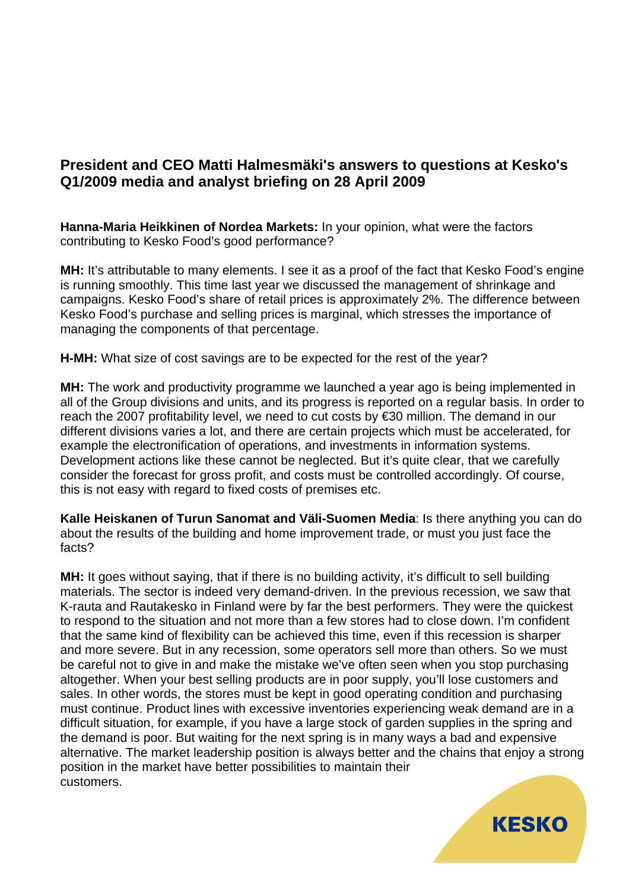## President and CEO Matti Halmesmäki's answers to questions at Kesko's Q1/2009 media and analyst briefing on 28 April 2009

**Hanna-Maria Heikkinen of Nordea Markets:** In your opinion, what were the factors contributing to Kesko Food's good performance?

**MH:** It's attributable to many elements. I see it as a proof of the fact that Kesko Food's engine is running smoothly. This time last year we discussed the management of shrinkage and campaigns. Kesko Food's share of retail prices is approximately 2%. The difference between Kesko Food's purchase and selling prices is marginal, which stresses the importance of managing the components of that percentage.

**H-MH:** What size of cost savings are to be expected for the rest of the year?

**MH:** The work and productivity programme we launched a year ago is being implemented in all of the Group divisions and units, and its progress is reported on a regular basis. In order to reach the 2007 profitability level, we need to cut costs by €30 million. The demand in our different divisions varies a lot, and there are certain projects which must be accelerated, for example the electronification of operations, and investments in information systems. Development actions like these cannot be neglected. But it's quite clear, that we carefully consider the forecast for gross profit, and costs must be controlled accordingly. Of course, this is not easy with regard to fixed costs of premises etc.

**Kalle Heiskanen of Turun Sanomat and Väli-Suomen Media**: Is there anything you can do about the results of the building and home improvement trade, or must you just face the facts?

**MH:** It goes without saying, that if there is no building activity, it's difficult to sell building materials. The sector is indeed very demand-driven. In the previous recession, we saw that K-rauta and Rautakesko in Finland were by far the best performers. They were the quickest to respond to the situation and not more than a few stores had to close down. I'm confident that the same kind of flexibility can be achieved this time, even if this recession is sharper and more severe. But in any recession, some operators sell more than others. So we must be careful not to give in and make the mistake we've often seen when you stop purchasing altogether. When your best selling products are in poor supply, you'll lose customers and sales. In other words, the stores must be kept in good operating condition and purchasing must continue. Product lines with excessive inventories experiencing weak demand are in a difficult situation, for example, if you have a large stock of garden supplies in the spring and the demand is poor. But waiting for the next spring is in many ways a bad and expensive alternative. The market leadership position is always better and the chains that enjoy a strong position in the market have better possibilities to maintain their customers.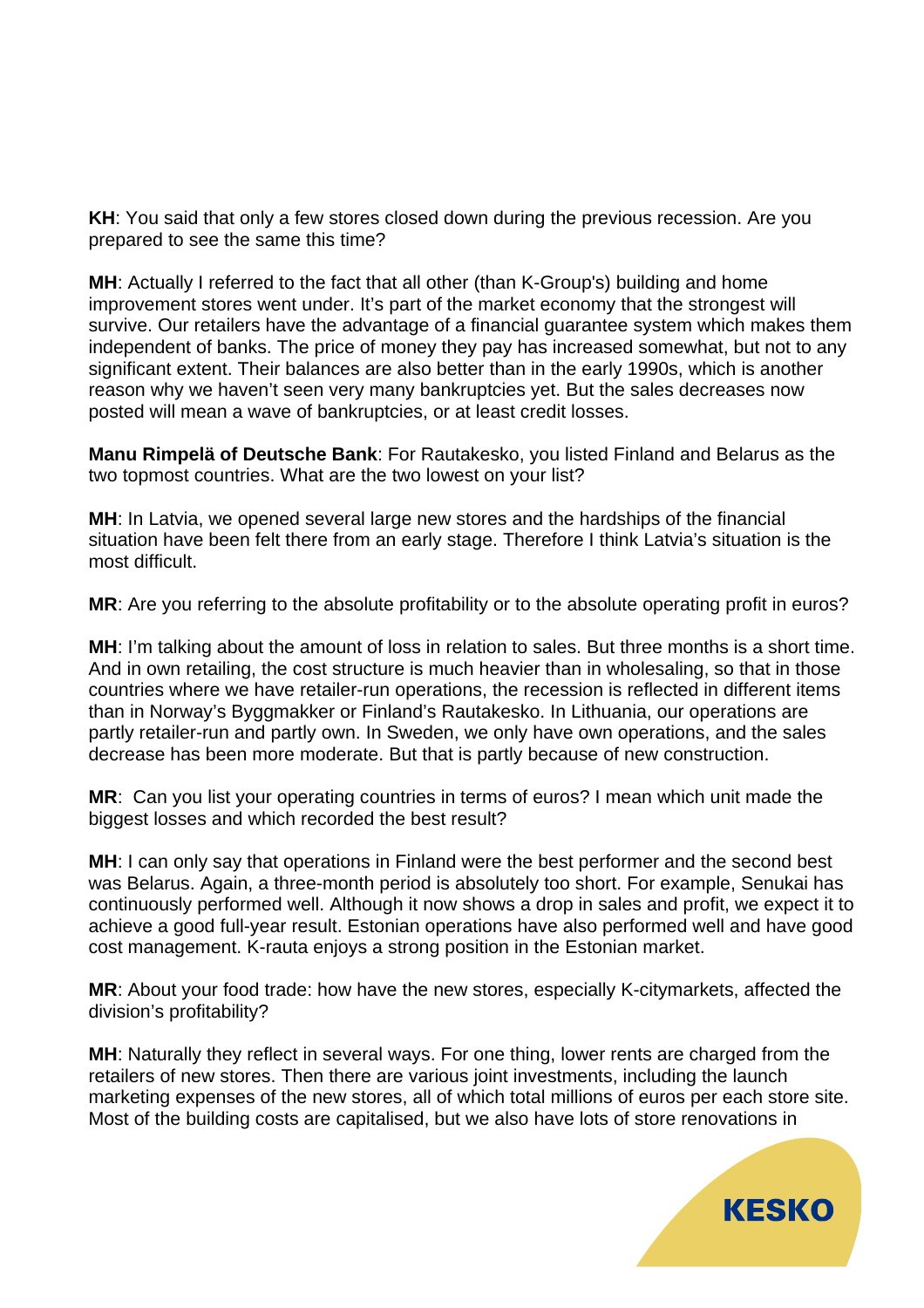**KH**: You said that only a few stores closed down during the previous recession. Are you prepared to see the same this time?

**MH**: Actually I referred to the fact that all other (than K-Group's) building and home improvement stores went under. It's part of the market economy that the strongest will survive. Our retailers have the advantage of a financial guarantee system which makes them independent of banks. The price of money they pay has increased somewhat, but not to any significant extent. Their balances are also better than in the early 1990s, which is another reason why we haven't seen very many bankruptcies yet. But the sales decreases now posted will mean a wave of bankruptcies, or at least credit losses.

**Manu Rimpelä of Deutsche Bank**: For Rautakesko, you listed Finland and Belarus as the two topmost countries. What are the two lowest on your list?

**MH**: In Latvia, we opened several large new stores and the hardships of the financial situation have been felt there from an early stage. Therefore I think Latvia's situation is the most difficult.

**MR**: Are you referring to the absolute profitability or to the absolute operating profit in euros?

**MH**: I'm talking about the amount of loss in relation to sales. But three months is a short time. And in own retailing, the cost structure is much heavier than in wholesaling, so that in those countries where we have retailer-run operations, the recession is reflected in different items than in Norway's Byggmakker or Finland's Rautakesko. In Lithuania, our operations are partly retailer-run and partly own. In Sweden, we only have own operations, and the sales decrease has been more moderate. But that is partly because of new construction.

**MR**: Can you list your operating countries in terms of euros? I mean which unit made the biggest losses and which recorded the best result?

**MH**: I can only say that operations in Finland were the best performer and the second best was Belarus. Again, a three-month period is absolutely too short. For example, Senukai has continuously performed well. Although it now shows a drop in sales and profit, we expect it to achieve a good full-year result. Estonian operations have also performed well and have good cost management. K-rauta enjoys a strong position in the Estonian market.

**MR**: About your food trade: how have the new stores, especially K-citymarkets, affected the division's profitability?

**MH**: Naturally they reflect in several ways. For one thing, lower rents are charged from the retailers of new stores. Then there are various joint investments, including the launch marketing expenses of the new stores, all of which total millions of euros per each store site. Most of the building costs are capitalised, but we also have lots of store renovations in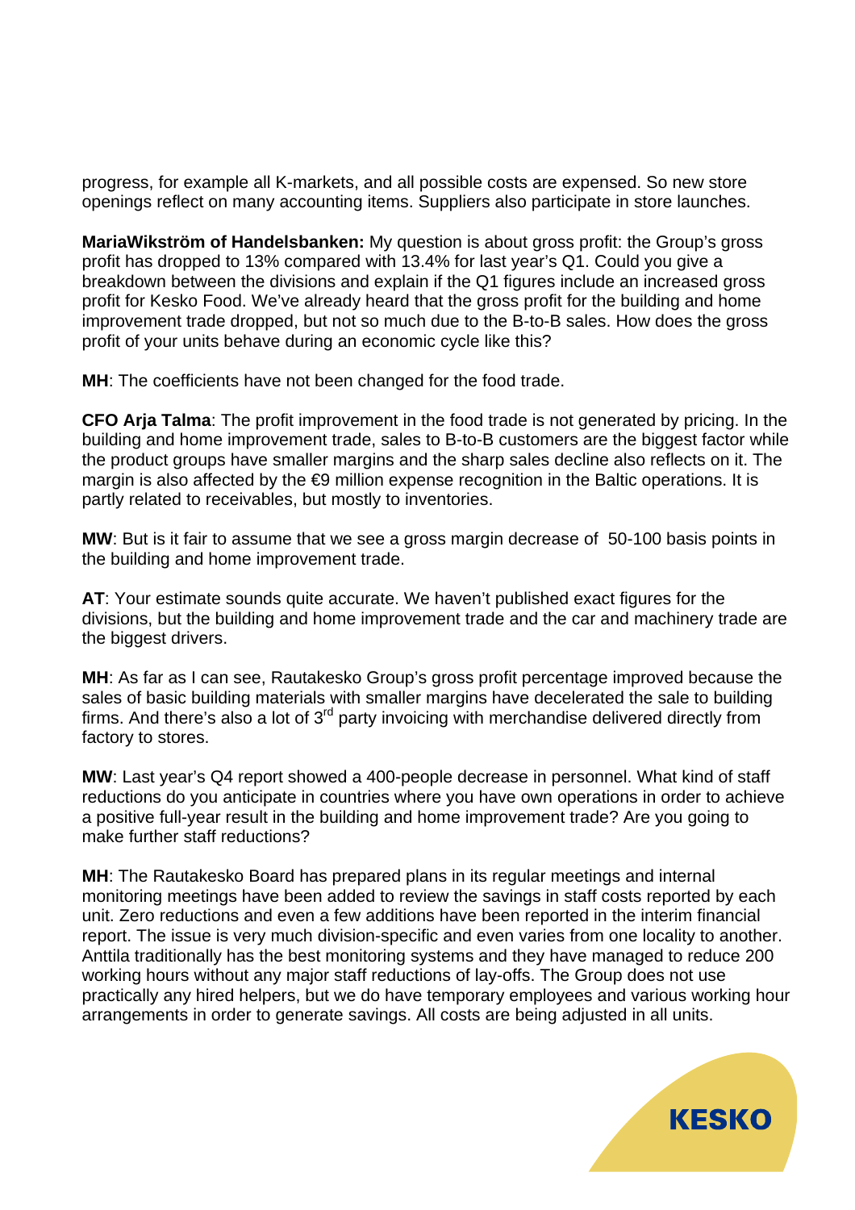progress, for example all K-markets, and all possible costs are expensed. So new store openings reflect on many accounting items. Suppliers also participate in store launches.

**MariaWikström of Handelsbanken:** My question is about gross profit: the Group's gross profit has dropped to 13% compared with 13.4% for last year's Q1. Could you give a breakdown between the divisions and explain if the Q1 figures include an increased gross profit for Kesko Food. We've already heard that the gross profit for the building and home improvement trade dropped, but not so much due to the B-to-B sales. How does the gross profit of your units behave during an economic cycle like this?

**MH**: The coefficients have not been changed for the food trade.

**CFO Arja Talma**: The profit improvement in the food trade is not generated by pricing. In the building and home improvement trade, sales to B-to-B customers are the biggest factor while the product groups have smaller margins and the sharp sales decline also reflects on it. The margin is also affected by the €9 million expense recognition in the Baltic operations. It is partly related to receivables, but mostly to inventories.

**MW**: But is it fair to assume that we see a gross margin decrease of 50-100 basis points in the building and home improvement trade.

**AT**: Your estimate sounds quite accurate. We haven't published exact figures for the divisions, but the building and home improvement trade and the car and machinery trade are the biggest drivers.

**MH**: As far as I can see, Rautakesko Group's gross profit percentage improved because the sales of basic building materials with smaller margins have decelerated the sale to building firms. And there's also a lot of 3rd party invoicing with merchandise delivered directly from factory to stores.

**MW**: Last year's Q4 report showed a 400-people decrease in personnel. What kind of staff reductions do you anticipate in countries where you have own operations in order to achieve a positive full-year result in the building and home improvement trade? Are you going to make further staff reductions?

**MH**: The Rautakesko Board has prepared plans in its regular meetings and internal monitoring meetings have been added to review the savings in staff costs reported by each unit. Zero reductions and even a few additions have been reported in the interim financial report. The issue is very much division-specific and even varies from one locality to another. Anttila traditionally has the best monitoring systems and they have managed to reduce 200 working hours without any major staff reductions of lay-offs. The Group does not use practically any hired helpers, but we do have temporary employees and various working hour arrangements in order to generate savings. All costs are being adjusted in all units.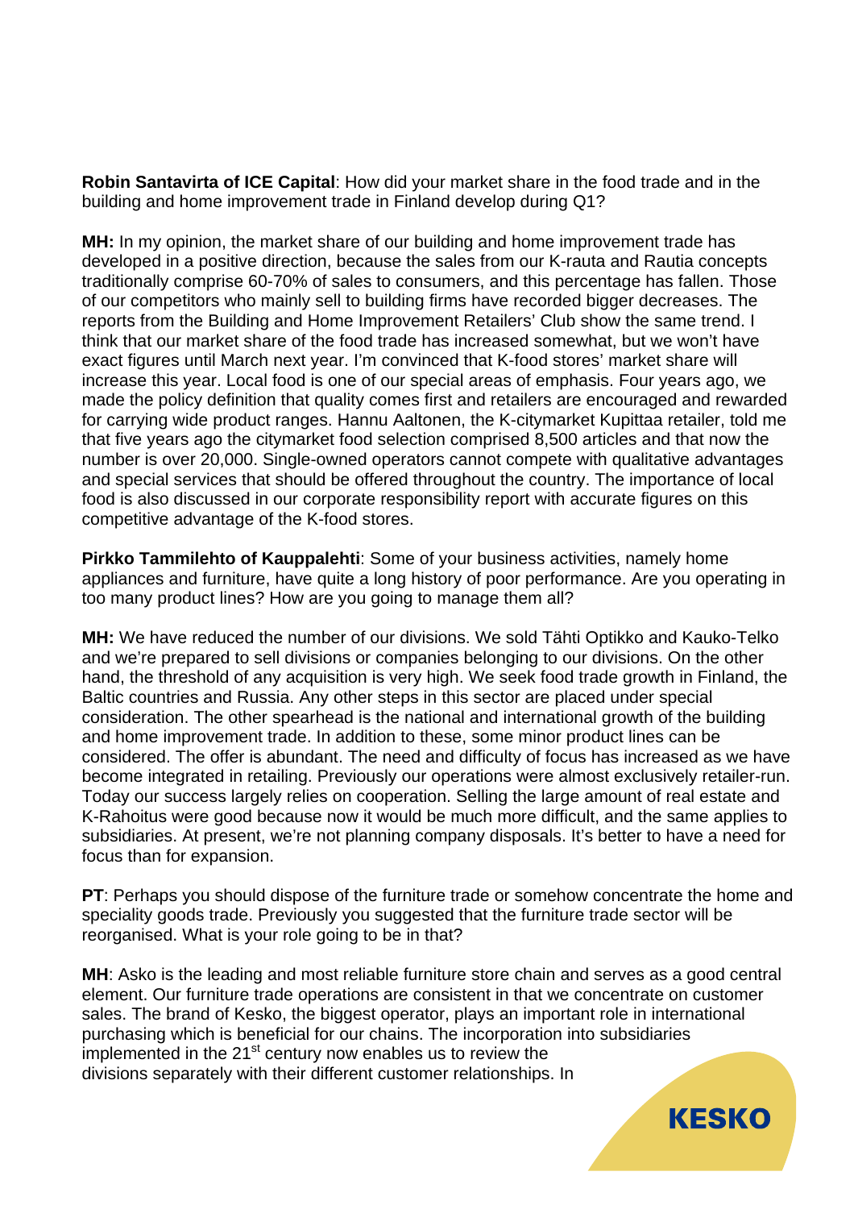**Robin Santavirta of ICE Capital**: How did your market share in the food trade and in the building and home improvement trade in Finland develop during Q1?

**MH:** In my opinion, the market share of our building and home improvement trade has developed in a positive direction, because the sales from our K-rauta and Rautia concepts traditionally comprise 60-70% of sales to consumers, and this percentage has fallen. Those of our competitors who mainly sell to building firms have recorded bigger decreases. The reports from the Building and Home Improvement Retailers' Club show the same trend. I think that our market share of the food trade has increased somewhat, but we won't have exact figures until March next year. I'm convinced that K-food stores' market share will increase this year. Local food is one of our special areas of emphasis. Four years ago, we made the policy definition that quality comes first and retailers are encouraged and rewarded for carrying wide product ranges. Hannu Aaltonen, the K-citymarket Kupittaa retailer, told me that five years ago the citymarket food selection comprised 8,500 articles and that now the number is over 20,000. Single-owned operators cannot compete with qualitative advantages and special services that should be offered throughout the country. The importance of local food is also discussed in our corporate responsibility report with accurate figures on this competitive advantage of the K-food stores.

**Pirkko Tammilehto of Kauppalehti**: Some of your business activities, namely home appliances and furniture, have quite a long history of poor performance. Are you operating in too many product lines? How are you going to manage them all?

**MH:** We have reduced the number of our divisions. We sold Tähti Optikko and Kauko-Telko and we're prepared to sell divisions or companies belonging to our divisions. On the other hand, the threshold of any acquisition is very high. We seek food trade growth in Finland, the Baltic countries and Russia. Any other steps in this sector are placed under special consideration. The other spearhead is the national and international growth of the building and home improvement trade. In addition to these, some minor product lines can be considered. The offer is abundant. The need and difficulty of focus has increased as we have become integrated in retailing. Previously our operations were almost exclusively retailer-run. Today our success largely relies on cooperation. Selling the large amount of real estate and K-Rahoitus were good because now it would be much more difficult, and the same applies to subsidiaries. At present, we're not planning company disposals. It's better to have a need for focus than for expansion.

**PT**: Perhaps you should dispose of the furniture trade or somehow concentrate the home and speciality goods trade. Previously you suggested that the furniture trade sector will be reorganised. What is your role going to be in that?

**MH**: Asko is the leading and most reliable furniture store chain and serves as a good central element. Our furniture trade operations are consistent in that we concentrate on customer sales. The brand of Kesko, the biggest operator, plays an important role in international purchasing which is beneficial for our chains. The incorporation into subsidiaries implemented in the 21st century now enables us to review the divisions separately with their different customer relationships. In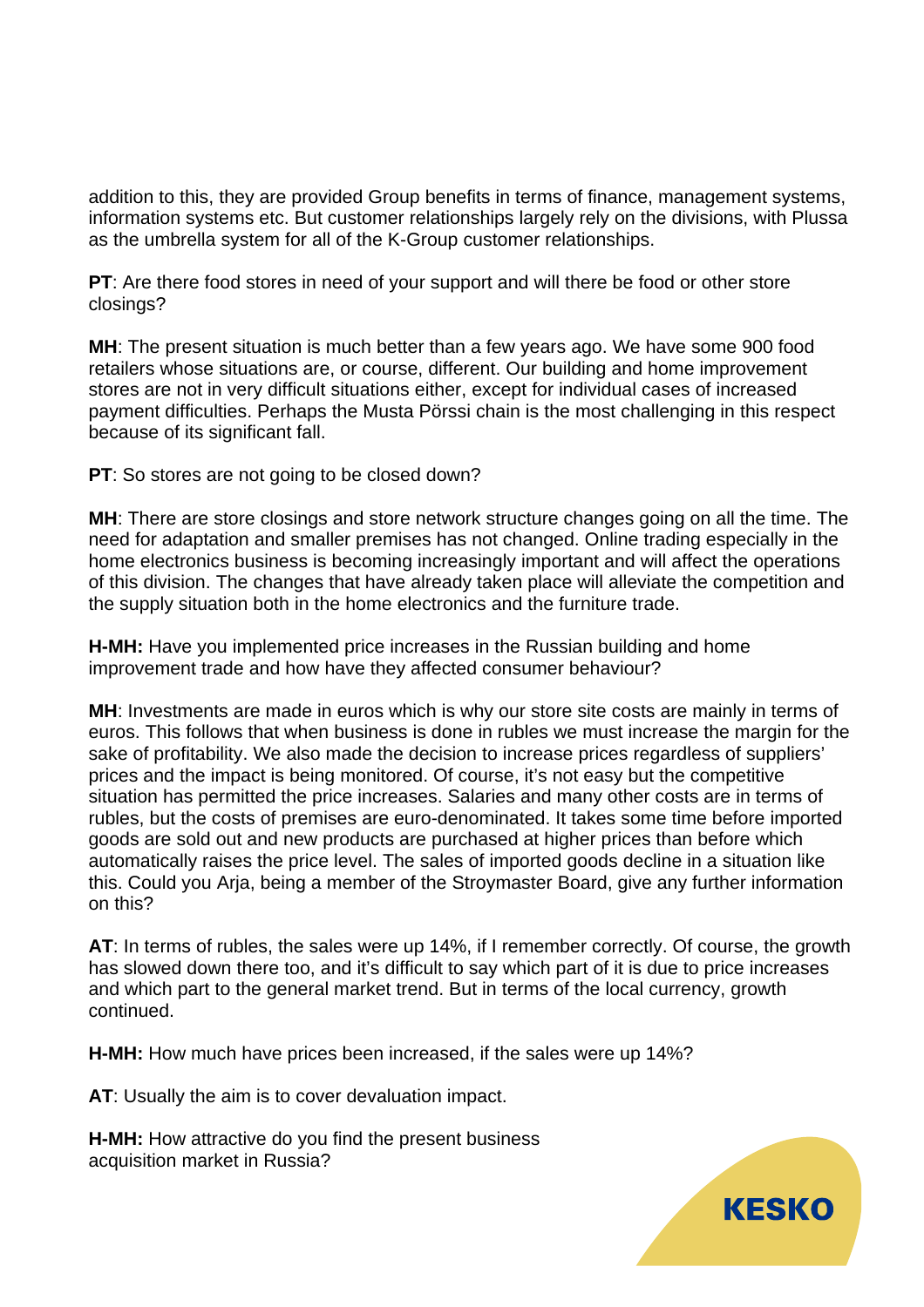addition to this, they are provided Group benefits in terms of finance, management systems, information systems etc. But customer relationships largely rely on the divisions, with Plussa as the umbrella system for all of the K-Group customer relationships.

**PT**: Are there food stores in need of your support and will there be food or other store closings?

**MH**: The present situation is much better than a few years ago. We have some 900 food retailers whose situations are, or course, different. Our building and home improvement stores are not in very difficult situations either, except for individual cases of increased payment difficulties. Perhaps the Musta Pörssi chain is the most challenging in this respect because of its significant fall.

**PT**: So stores are not going to be closed down?

**MH**: There are store closings and store network structure changes going on all the time. The need for adaptation and smaller premises has not changed. Online trading especially in the home electronics business is becoming increasingly important and will affect the operations of this division. The changes that have already taken place will alleviate the competition and the supply situation both in the home electronics and the furniture trade.

**H-MH:** Have you implemented price increases in the Russian building and home improvement trade and how have they affected consumer behaviour?

**MH**: Investments are made in euros which is why our store site costs are mainly in terms of euros. This follows that when business is done in rubles we must increase the margin for the sake of profitability. We also made the decision to increase prices regardless of suppliers' prices and the impact is being monitored. Of course, it's not easy but the competitive situation has permitted the price increases. Salaries and many other costs are in terms of rubles, but the costs of premises are euro-denominated. It takes some time before imported goods are sold out and new products are purchased at higher prices than before which automatically raises the price level. The sales of imported goods decline in a situation like this. Could you Arja, being a member of the Stroymaster Board, give any further information on this?

**AT**: In terms of rubles, the sales were up 14%, if I remember correctly. Of course, the growth has slowed down there too, and it's difficult to say which part of it is due to price increases and which part to the general market trend. But in terms of the local currency, growth continued.

**H-MH:** How much have prices been increased, if the sales were up 14%?

**AT**: Usually the aim is to cover devaluation impact.

**H-MH:** How attractive do you find the present business acquisition market in Russia?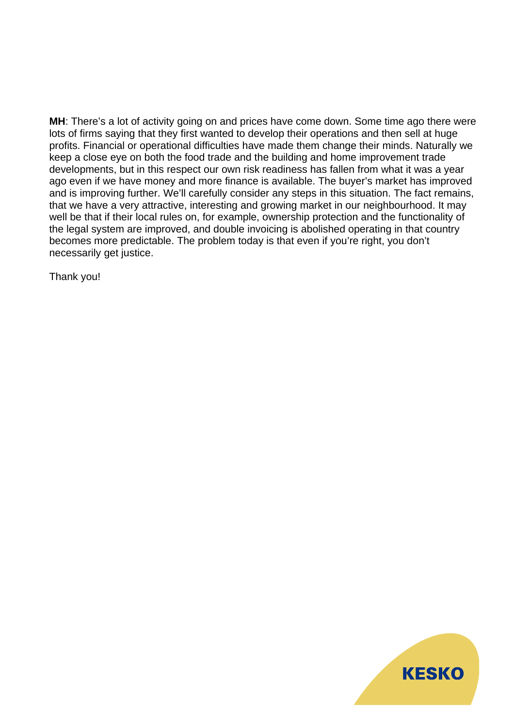**MH**: There's a lot of activity going on and prices have come down. Some time ago there were lots of firms saying that they first wanted to develop their operations and then sell at huge profits. Financial or operational difficulties have made them change their minds. Naturally we keep a close eye on both the food trade and the building and home improvement trade developments, but in this respect our own risk readiness has fallen from what it was a year ago even if we have money and more finance is available. The buyer's market has improved and is improving further. We'll carefully consider any steps in this situation. The fact remains, that we have a very attractive, interesting and growing market in our neighbourhood. It may well be that if their local rules on, for example, ownership protection and the functionality of the legal system are improved, and double invoicing is abolished operating in that country becomes more predictable. The problem today is that even if you're right, you don't necessarily get justice.

Thank you!